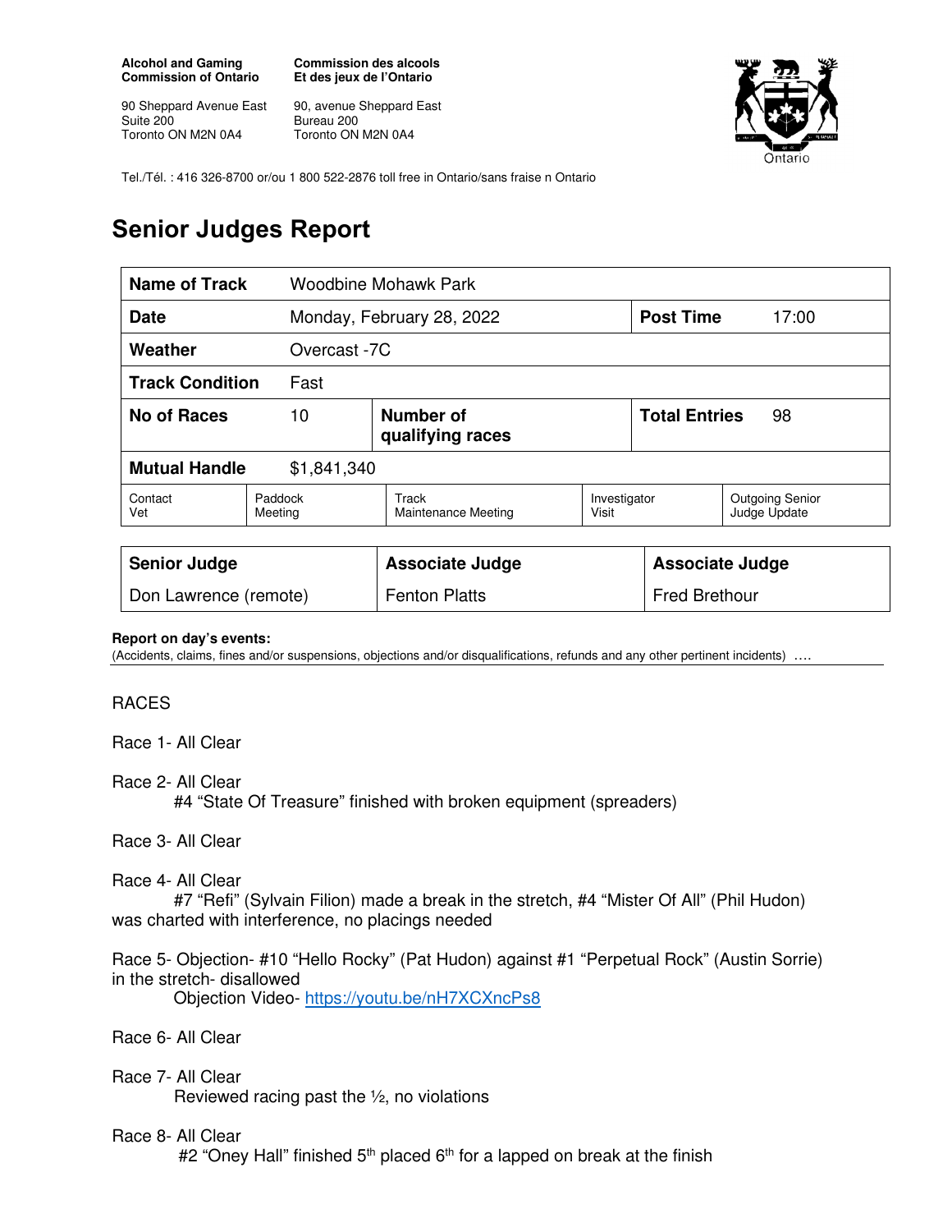**Alcohol and Gaming Commission of Ontario**

90 Sheppard Avenue East
Suite 200
Toronto ON M2N 0A4

**Commission des alcools Et des jeux de l'Ontario**

90, avenue Sheppard East
Bureau 200
Toronto ON M2N 0A4

Tel./Tél. : 416 326-8700 or/ou 1 800 522-2876 toll free in Ontario/sans fraise n Ontario

# Senior Judges Report

| **Name of Track** | Woodbine Mohawk Park | | |
|---|---|---|---|
| **Date** | Monday, February 28, 2022 | **Post Time** | 17:00 |
| **Weather** | Overcast -7C | | |
| **Track Condition** | Fast | | |
| **No of Races** | 10 | **Number of qualifying races** | **Total Entries** 98 |
| **Mutual Handle** | $1,841,340 | | |

| Contact Vet | Paddock Meeting | Track Maintenance Meeting | Investigator Visit | Outgoing Senior Judge Update |
|---|---|---|---|---|

| **Senior Judge** | **Associate Judge** | **Associate Judge** |
|---|---|---|
| Don Lawrence (remote) | Fenton Platts | Fred Brethour |

**Report on day's events:**
(Accidents, claims, fines and/or suspensions, objections and/or disqualifications, refunds and any other pertinent incidents) ….

RACES

Race 1- All Clear

Race 2- All Clear
#4 "State Of Treasure" finished with broken equipment (spreaders)

Race 3- All Clear

Race 4- All Clear
#7 "Refi" (Sylvain Filion) made a break in the stretch, #4 "Mister Of All" (Phil Hudon) was charted with interference, no placings needed

Race 5- Objection- #10 "Hello Rocky" (Pat Hudon) against #1 "Perpetual Rock" (Austin Sorrie) in the stretch- disallowed
Objection Video- https://youtu.be/nH7XCXncPs8

Race 6- All Clear

Race 7- All Clear
Reviewed racing past the ½, no violations

Race 8- All Clear
#2 "Oney Hall" finished 5th placed 6th for a lapped on break at the finish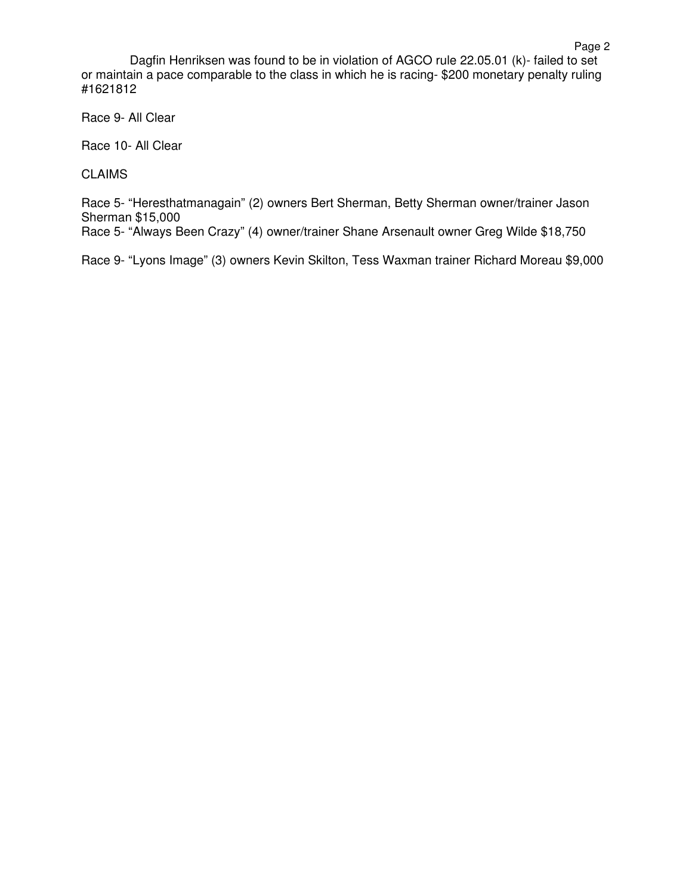Dagfin Henriksen was found to be in violation of AGCO rule 22.05.01 (k)- failed to set or maintain a pace comparable to the class in which he is racing- $200 monetary penalty ruling #1621812

Race 9- All Clear

Race 10- All Clear

CLAIMS

Race 5- "Heresthatmanagain" (2) owners Bert Sherman, Betty Sherman owner/trainer Jason Sherman $15,000
Race 5- "Always Been Crazy" (4) owner/trainer Shane Arsenault owner Greg Wilde $18,750

Race 9- "Lyons Image" (3) owners Kevin Skilton, Tess Waxman trainer Richard Moreau $9,000